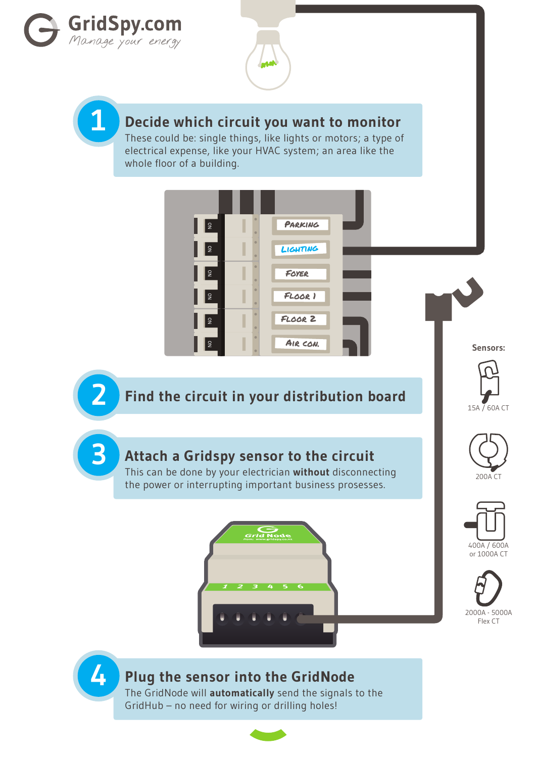GridSpy.com

*Manage your energy*

## 1 Decide which circuit you want to monitor

These could be: single things, like lights or motors; a type of electrical expense, like your HVAC system; an area like the whole floor of a building.

Parking

Lighting

Foyer

Floor 1

Floor 2

Air Con.

## 2 Find the circuit in your distribution board

## 3 Attach a Gridspy sensor to the circuit

This can be done by your electrician **without** disconnecting the power or interrupting important business prosesses.

Sensors:

15A / 60A CT

200A CT

400A / 600A or 1000A CT

2000A - 5000A Flex CT

Grid Node

1 2 3 4 5 6

## 4 Plug the sensor into the GridNode

The GridNode will **automatically** send the signals to the GridHub – no need for wiring or drilling holes!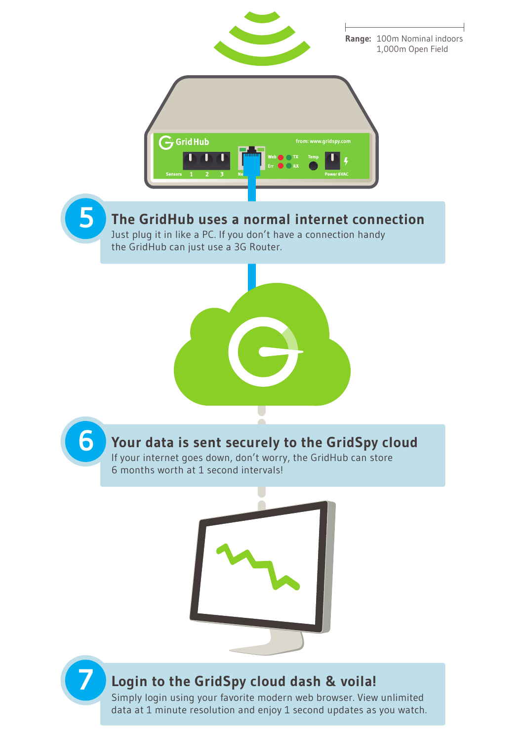**Range:** 100m Nominal indoors
1,000m Open Field

Grid Hub

from: www.gridspy.com

Sensors 1 2 3

Web TX
Err RX

Temp

Power 6VAC

## 5 The GridHub uses a normal internet connection

Just plug it in like a PC. If you don't have a connection handy the GridHub can just use a 3G Router.

## 6 Your data is sent securely to the GridSpy cloud

If your internet goes down, don't worry, the GridHub can store 6 months worth at 1 second intervals!

## 7 Login to the GridSpy cloud dash & voila!

Simply login using your favorite modern web browser. View unlimited data at 1 minute resolution and enjoy 1 second updates as you watch.